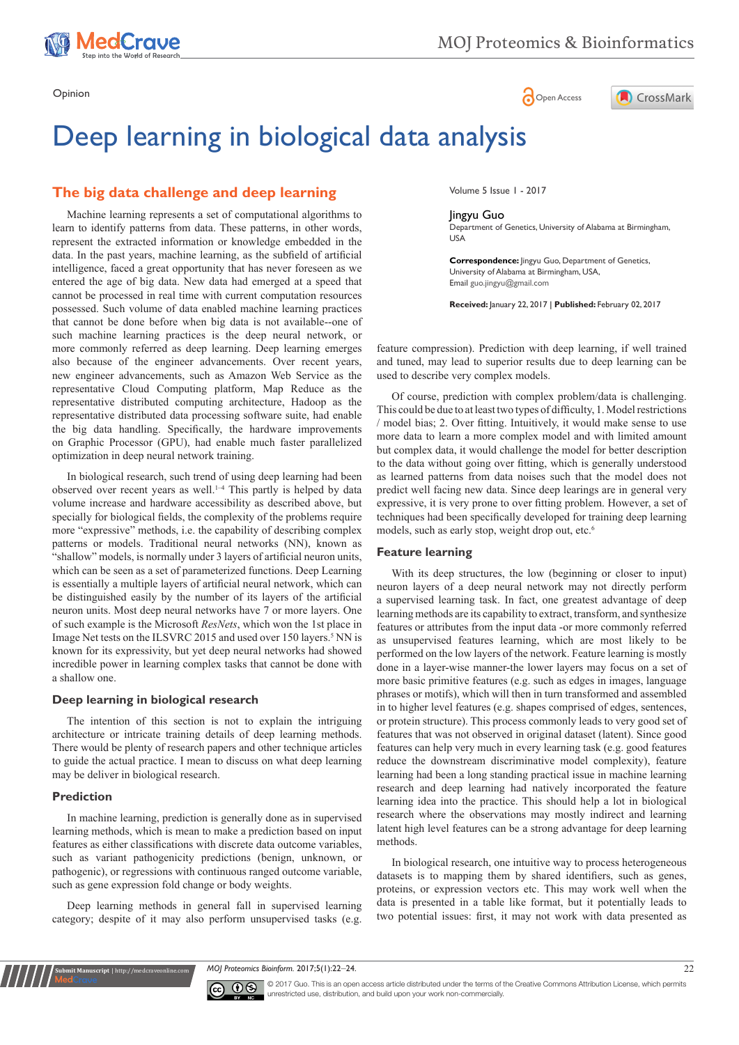Opinion

# Deep learning in biological data analysis

Volume 5 Issue 1 - 2017

Jingyu Guo

Department of Genetics, University of Alabama at Birmingham, USA

**Correspondence:** Jingyu Guo, Department of Genetics, University of Alabama at Birmingham, USA, Email guo.jingyu@gmail.com

**Received:** January 22, 2017 | **Published:** February 02, 2017

## The big data challenge and deep learning

Machine learning represents a set of computational algorithms to learn to identify patterns from data. These patterns, in other words, represent the extracted information or knowledge embedded in the data. In the past years, machine learning, as the subfield of artificial intelligence, faced a great opportunity that has never foreseen as we entered the age of big data. New data had emerged at a speed that cannot be processed in real time with current computation resources possessed. Such volume of data enabled machine learning practices that cannot be done before when big data is not available--one of such machine learning practices is the deep neural network, or more commonly referred as deep learning. Deep learning emerges also because of the engineer advancements. Over recent years, new engineer advancements, such as Amazon Web Service as the representative Cloud Computing platform, Map Reduce as the representative distributed computing architecture, Hadoop as the representative distributed data processing software suite, had enable the big data handling. Specifically, the hardware improvements on Graphic Processor (GPU), had enable much faster parallelized optimization in deep neural network training.

In biological research, such trend of using deep learning had been observed over recent years as well.[1–4] This partly is helped by data volume increase and hardware accessibility as described above, but specially for biological fields, the complexity of the problems require more "expressive" methods, i.e. the capability of describing complex patterns or models. Traditional neural networks (NN), known as "shallow" models, is normally under 3 layers of artificial neuron units, which can be seen as a set of parameterized functions. Deep Learning is essentially a multiple layers of artificial neural network, which can be distinguished easily by the number of its layers of the artificial neuron units. Most deep neural networks have 7 or more layers. One of such example is the Microsoft *ResNets*, which won the 1st place in Image Net tests on the ILSVRC 2015 and used over 150 layers.[5] NN is known for its expressivity, but yet deep neural networks had showed incredible power in learning complex tasks that cannot be done with a shallow one.

### Deep learning in biological research

The intention of this section is not to explain the intriguing architecture or intricate training details of deep learning methods. There would be plenty of research papers and other technique articles to guide the actual practice. I mean to discuss on what deep learning may be deliver in biological research.

### Prediction

In machine learning, prediction is generally done as in supervised learning methods, which is mean to make a prediction based on input features as either classifications with discrete data outcome variables, such as variant pathogenicity predictions (benign, unknown, or pathogenic), or regressions with continuous ranged outcome variable, such as gene expression fold change or body weights.

Deep learning methods in general fall in supervised learning category; despite of it may also perform unsupervised tasks (e.g. feature compression). Prediction with deep learning, if well trained and tuned, may lead to superior results due to deep learning can be used to describe very complex models.

Of course, prediction with complex problem/data is challenging. This could be due to at least two types of difficulty, 1. Model restrictions / model bias; 2. Over fitting. Intuitively, it would make sense to use more data to learn a more complex model and with limited amount but complex data, it would challenge the model for better description to the data without going over fitting, which is generally understood as learned patterns from data noises such that the model does not predict well facing new data. Since deep learings are in general very expressive, it is very prone to over fitting problem. However, a set of techniques had been specifically developed for training deep learning models, such as early stop, weight drop out, etc.[6]

### Feature learning

With its deep structures, the low (beginning or closer to input) neuron layers of a deep neural network may not directly perform a supervised learning task. In fact, one greatest advantage of deep learning methods are its capability to extract, transform, and synthesize features or attributes from the input data -or more commonly referred as unsupervised features learning, which are most likely to be performed on the low layers of the network. Feature learning is mostly done in a layer-wise manner-the lower layers may focus on a set of more basic primitive features (e.g. such as edges in images, language phrases or motifs), which will then in turn transformed and assembled in to higher level features (e.g. shapes comprised of edges, sentences, or protein structure). This process commonly leads to very good set of features that was not observed in original dataset (latent). Since good features can help very much in every learning task (e.g. good features reduce the downstream discriminative model complexity), feature learning had been a long standing practical issue in machine learning research and deep learning had natively incorporated the feature learning idea into the practice. This should help a lot in biological research where the observations may mostly indirect and learning latent high level features can be a strong advantage for deep learning methods.

In biological research, one intuitive way to process heterogeneous datasets is to mapping them by shared identifiers, such as genes, proteins, or expression vectors etc. This may work well when the data is presented in a table like format, but it potentially leads to two potential issues: first, it may not work with data presented as

© 2017 Guo. This is an open access article distributed under the terms of the Creative Commons Attribution License, which permits unrestricted use, distribution, and build upon your work non-commercially.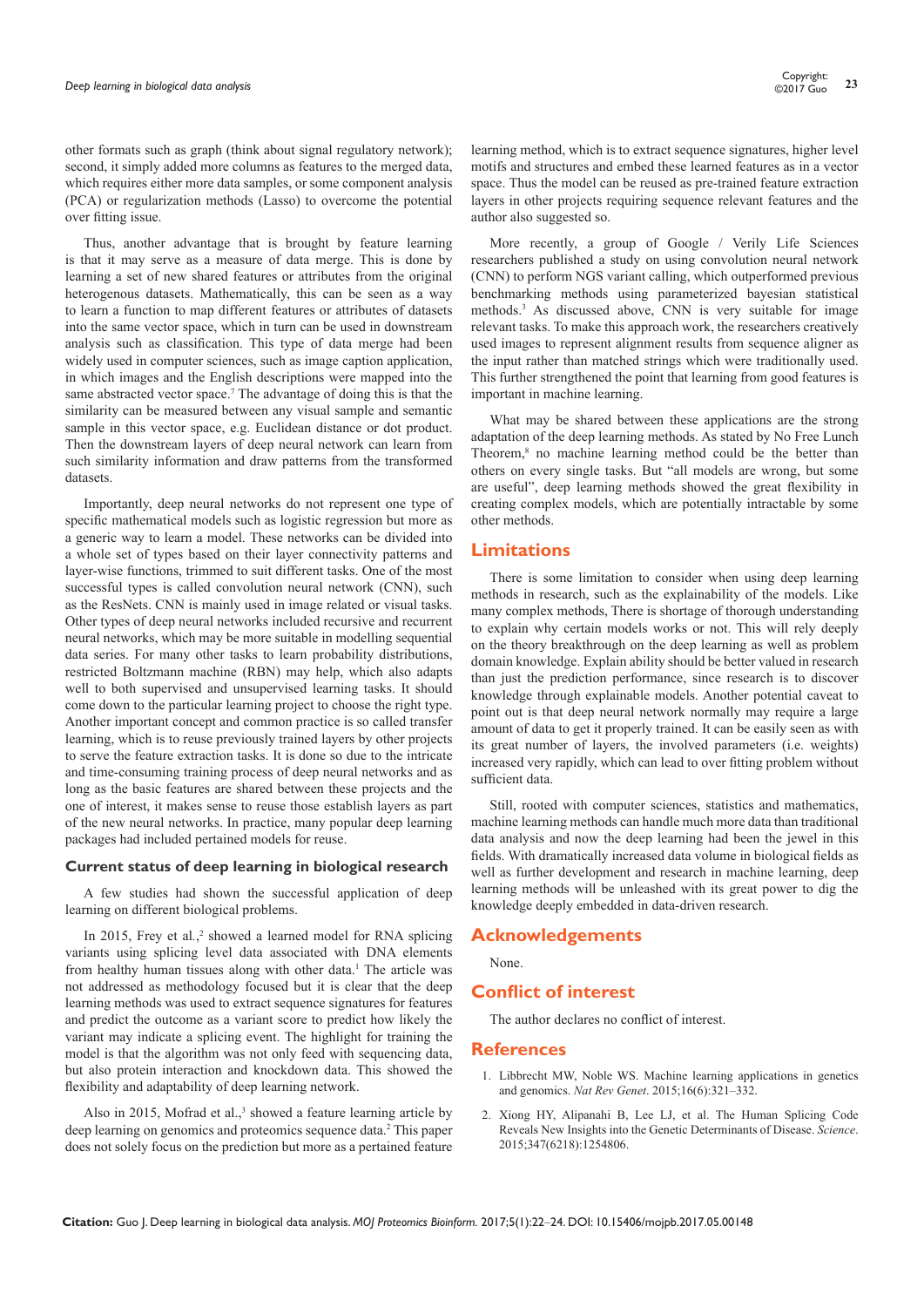other formats such as graph (think about signal regulatory network); second, it simply added more columns as features to the merged data, which requires either more data samples, or some component analysis (PCA) or regularization methods (Lasso) to overcome the potential over fitting issue.

Thus, another advantage that is brought by feature learning is that it may serve as a measure of data merge. This is done by learning a set of new shared features or attributes from the original heterogenous datasets. Mathematically, this can be seen as a way to learn a function to map different features or attributes of datasets into the same vector space, which in turn can be used in downstream analysis such as classification. This type of data merge had been widely used in computer sciences, such as image caption application, in which images and the English descriptions were mapped into the same abstracted vector space.[7] The advantage of doing this is that the similarity can be measured between any visual sample and semantic sample in this vector space, e.g. Euclidean distance or dot product. Then the downstream layers of deep neural network can learn from such similarity information and draw patterns from the transformed datasets.

Importantly, deep neural networks do not represent one type of specific mathematical models such as logistic regression but more as a generic way to learn a model. These networks can be divided into a whole set of types based on their layer connectivity patterns and layer-wise functions, trimmed to suit different tasks. One of the most successful types is called convolution neural network (CNN), such as the ResNets. CNN is mainly used in image related or visual tasks. Other types of deep neural networks included recursive and recurrent neural networks, which may be more suitable in modelling sequential data series. For many other tasks to learn probability distributions, restricted Boltzmann machine (RBN) may help, which also adapts well to both supervised and unsupervised learning tasks. It should come down to the particular learning project to choose the right type. Another important concept and common practice is so called transfer learning, which is to reuse previously trained layers by other projects to serve the feature extraction tasks. It is done so due to the intricate and time-consuming training process of deep neural networks and as long as the basic features are shared between these projects and the one of interest, it makes sense to reuse those establish layers as part of the new neural networks. In practice, many popular deep learning packages had included pertained models for reuse.

### Current status of deep learning in biological research

A few studies had shown the successful application of deep learning on different biological problems.

In 2015, Frey et al.,[2] showed a learned model for RNA splicing variants using splicing level data associated with DNA elements from healthy human tissues along with other data.[1] The article was not addressed as methodology focused but it is clear that the deep learning methods was used to extract sequence signatures for features and predict the outcome as a variant score to predict how likely the variant may indicate a splicing event. The highlight for training the model is that the algorithm was not only feed with sequencing data, but also protein interaction and knockdown data. This showed the flexibility and adaptability of deep learning network.

Also in 2015, Mofrad et al.,[3] showed a feature learning article by deep learning on genomics and proteomics sequence data.[2] This paper does not solely focus on the prediction but more as a pertained feature learning method, which is to extract sequence signatures, higher level motifs and structures and embed these learned features as in a vector space. Thus the model can be reused as pre-trained feature extraction layers in other projects requiring sequence relevant features and the author also suggested so.

More recently, a group of Google / Verily Life Sciences researchers published a study on using convolution neural network (CNN) to perform NGS variant calling, which outperformed previous benchmarking methods using parameterized bayesian statistical methods.[3] As discussed above, CNN is very suitable for image relevant tasks. To make this approach work, the researchers creatively used images to represent alignment results from sequence aligner as the input rather than matched strings which were traditionally used. This further strengthened the point that learning from good features is important in machine learning.

What may be shared between these applications are the strong adaptation of the deep learning methods. As stated by No Free Lunch Theorem,[8] no machine learning method could be the better than others on every single tasks. But "all models are wrong, but some are useful", deep learning methods showed the great flexibility in creating complex models, which are potentially intractable by some other methods.

## Limitations

There is some limitation to consider when using deep learning methods in research, such as the explainability of the models. Like many complex methods, There is shortage of thorough understanding to explain why certain models works or not. This will rely deeply on the theory breakthrough on the deep learning as well as problem domain knowledge. Explain ability should be better valued in research than just the prediction performance, since research is to discover knowledge through explainable models. Another potential caveat to point out is that deep neural network normally may require a large amount of data to get it properly trained. It can be easily seen as with its great number of layers, the involved parameters (i.e. weights) increased very rapidly, which can lead to over fitting problem without sufficient data.

Still, rooted with computer sciences, statistics and mathematics, machine learning methods can handle much more data than traditional data analysis and now the deep learning had been the jewel in this fields. With dramatically increased data volume in biological fields as well as further development and research in machine learning, deep learning methods will be unleashed with its great power to dig the knowledge deeply embedded in data-driven research.

## Acknowledgements

None.

## Conflict of interest

The author declares no conflict of interest.

## References

1. Libbrecht MW, Noble WS. Machine learning applications in genetics and genomics. *Nat Rev Genet*. 2015;16(6):321–332.
2. Xiong HY, Alipanahi B, Lee LJ, et al. The Human Splicing Code Reveals New Insights into the Genetic Determinants of Disease. *Science*. 2015;347(6218):1254806.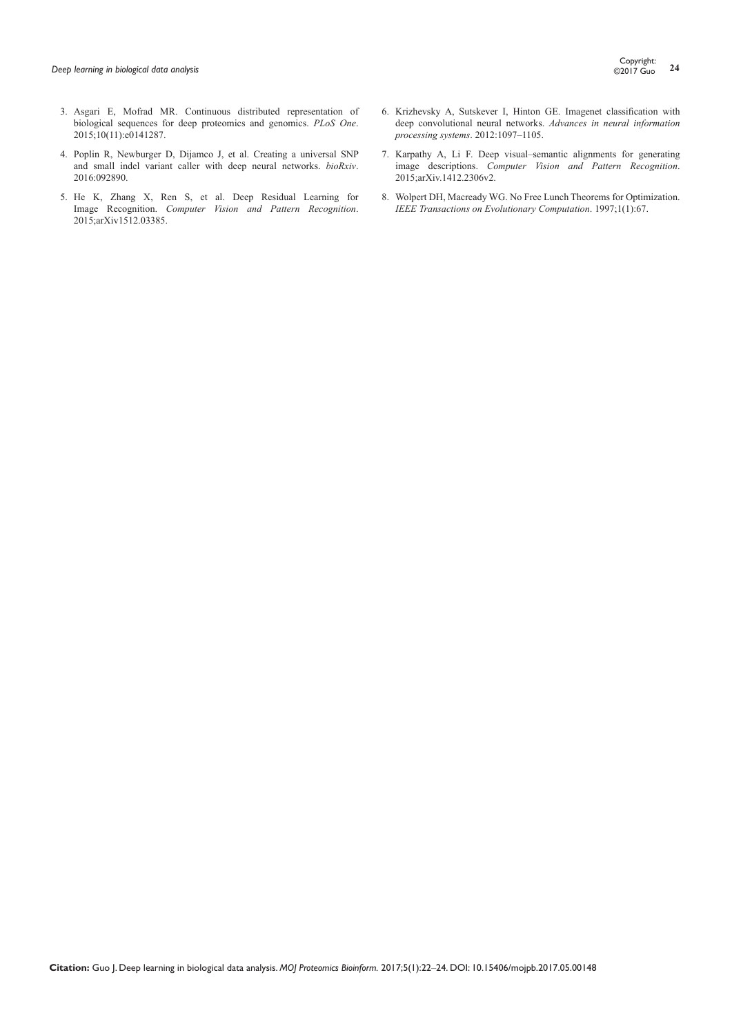3. Asgari E, Mofrad MR. Continuous distributed representation of biological sequences for deep proteomics and genomics. *PLoS One*. 2015;10(11):e0141287.
4. Poplin R, Newburger D, Dijamco J, et al. Creating a universal SNP and small indel variant caller with deep neural networks. *bioRxiv*. 2016:092890.
5. He K, Zhang X, Ren S, et al. Deep Residual Learning for Image Recognition. *Computer Vision and Pattern Recognition*. 2015;arXiv1512.03385.
6. Krizhevsky A, Sutskever I, Hinton GE. Imagenet classification with deep convolutional neural networks. *Advances in neural information processing systems*. 2012:1097–1105.
7. Karpathy A, Li F. Deep visual–semantic alignments for generating image descriptions. *Computer Vision and Pattern Recognition*. 2015;arXiv.1412.2306v2.
8. Wolpert DH, Macready WG. No Free Lunch Theorems for Optimization. *IEEE Transactions on Evolutionary Computation*. 1997;1(1):67.